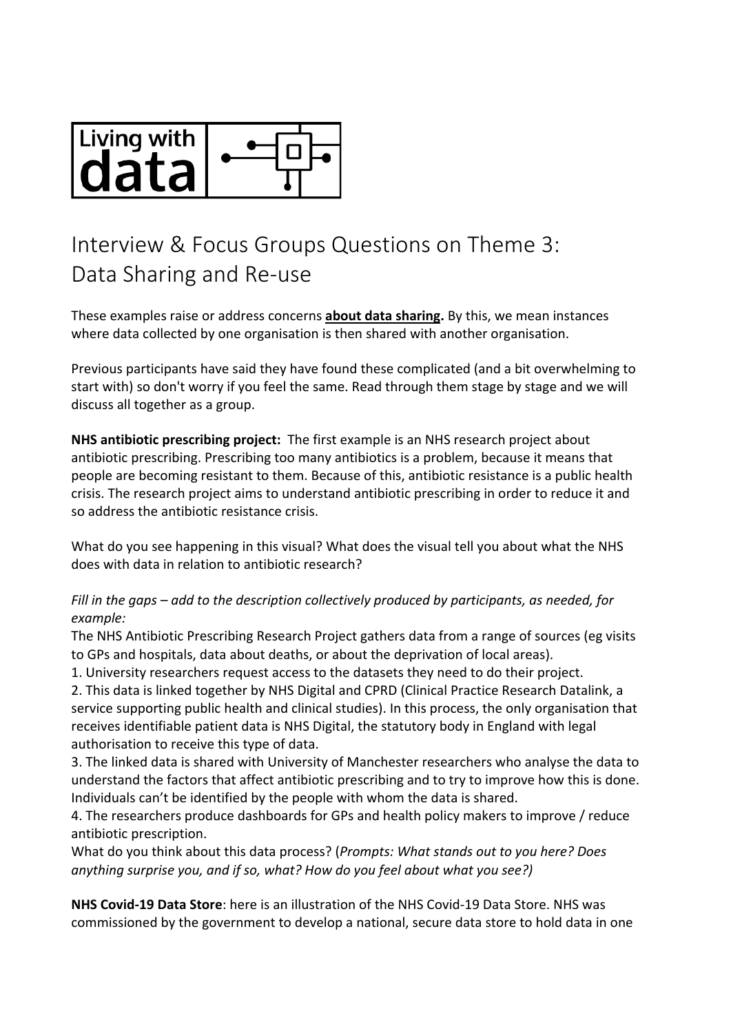Living with data

# Interview & Focus Groups Questions on Theme 3: Data Sharing and Re-use

These examples raise or address concerns **about data sharing.** By this, we mean instances where data collected by one organisation is then shared with another organisation.

Previous participants have said they have found these complicated (and a bit overwhelming to start with) so don't worry if you feel the same. Read through them stage by stage and we will discuss all together as a group.

**NHS antibiotic prescribing project:** The first example is an NHS research project about antibiotic prescribing. Prescribing too many antibiotics is a problem, because it means that people are becoming resistant to them. Because of this, antibiotic resistance is a public health crisis. The research project aims to understand antibiotic prescribing in order to reduce it and so address the antibiotic resistance crisis.

What do you see happening in this visual? What does the visual tell you about what the NHS does with data in relation to antibiotic research?

*Fill in the gaps – add to the description collectively produced by participants, as needed, for example:*

The NHS Antibiotic Prescribing Research Project gathers data from a range of sources (eg visits to GPs and hospitals, data about deaths, or about the deprivation of local areas).

1. University researchers request access to the datasets they need to do their project.
2. This data is linked together by NHS Digital and CPRD (Clinical Practice Research Datalink, a service supporting public health and clinical studies). In this process, the only organisation that receives identifiable patient data is NHS Digital, the statutory body in England with legal authorisation to receive this type of data.
3. The linked data is shared with University of Manchester researchers who analyse the data to understand the factors that affect antibiotic prescribing and to try to improve how this is done. Individuals can't be identified by the people with whom the data is shared.
4. The researchers produce dashboards for GPs and health policy makers to improve / reduce antibiotic prescription.

What do you think about this data process? (*Prompts: What stands out to you here? Does anything surprise you, and if so, what? How do you feel about what you see?)*

**NHS Covid-19 Data Store**: here is an illustration of the NHS Covid-19 Data Store. NHS was commissioned by the government to develop a national, secure data store to hold data in one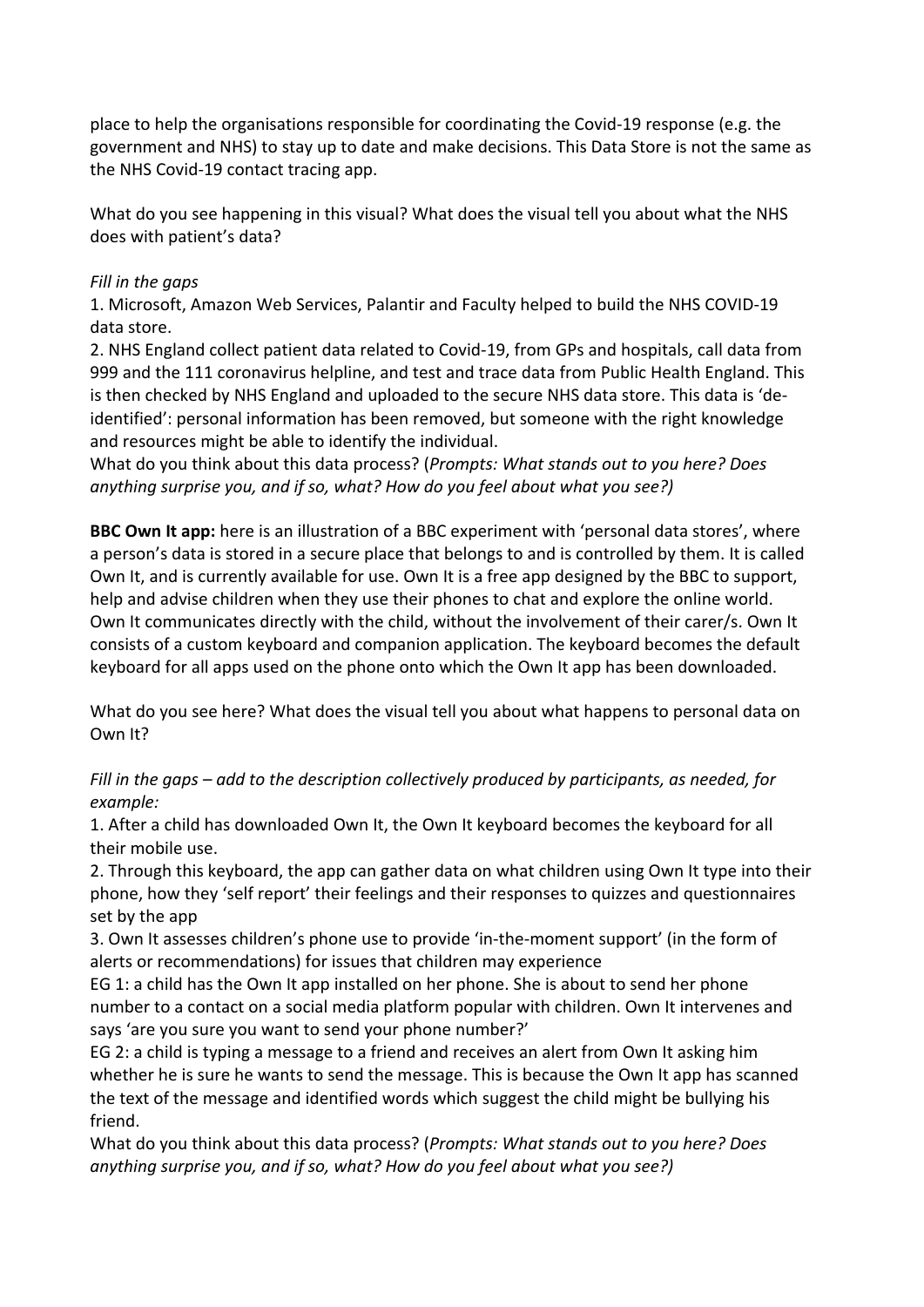place to help the organisations responsible for coordinating the Covid-19 response (e.g. the government and NHS) to stay up to date and make decisions. This Data Store is not the same as the NHS Covid-19 contact tracing app.

What do you see happening in this visual? What does the visual tell you about what the NHS does with patient's data?

*Fill in the gaps*

1. Microsoft, Amazon Web Services, Palantir and Faculty helped to build the NHS COVID-19 data store.
2. NHS England collect patient data related to Covid-19, from GPs and hospitals, call data from 999 and the 111 coronavirus helpline, and test and trace data from Public Health England. This is then checked by NHS England and uploaded to the secure NHS data store. This data is 'de-identified': personal information has been removed, but someone with the right knowledge and resources might be able to identify the individual.

What do you think about this data process? (*Prompts: What stands out to you here? Does anything surprise you, and if so, what? How do you feel about what you see?)*

**BBC Own It app:** here is an illustration of a BBC experiment with 'personal data stores', where a person's data is stored in a secure place that belongs to and is controlled by them. It is called Own It, and is currently available for use. Own It is a free app designed by the BBC to support, help and advise children when they use their phones to chat and explore the online world. Own It communicates directly with the child, without the involvement of their carer/s. Own It consists of a custom keyboard and companion application. The keyboard becomes the default keyboard for all apps used on the phone onto which the Own It app has been downloaded.

What do you see here? What does the visual tell you about what happens to personal data on Own It?

*Fill in the gaps – add to the description collectively produced by participants, as needed, for example:*

1. After a child has downloaded Own It, the Own It keyboard becomes the keyboard for all their mobile use.
2. Through this keyboard, the app can gather data on what children using Own It type into their phone, how they 'self report' their feelings and their responses to quizzes and questionnaires set by the app
3. Own It assesses children's phone use to provide 'in-the-moment support' (in the form of alerts or recommendations) for issues that children may experience

EG 1: a child has the Own It app installed on her phone. She is about to send her phone number to a contact on a social media platform popular with children. Own It intervenes and says 'are you sure you want to send your phone number?'

EG 2: a child is typing a message to a friend and receives an alert from Own It asking him whether he is sure he wants to send the message. This is because the Own It app has scanned the text of the message and identified words which suggest the child might be bullying his friend.

What do you think about this data process? (*Prompts: What stands out to you here? Does anything surprise you, and if so, what? How do you feel about what you see?)*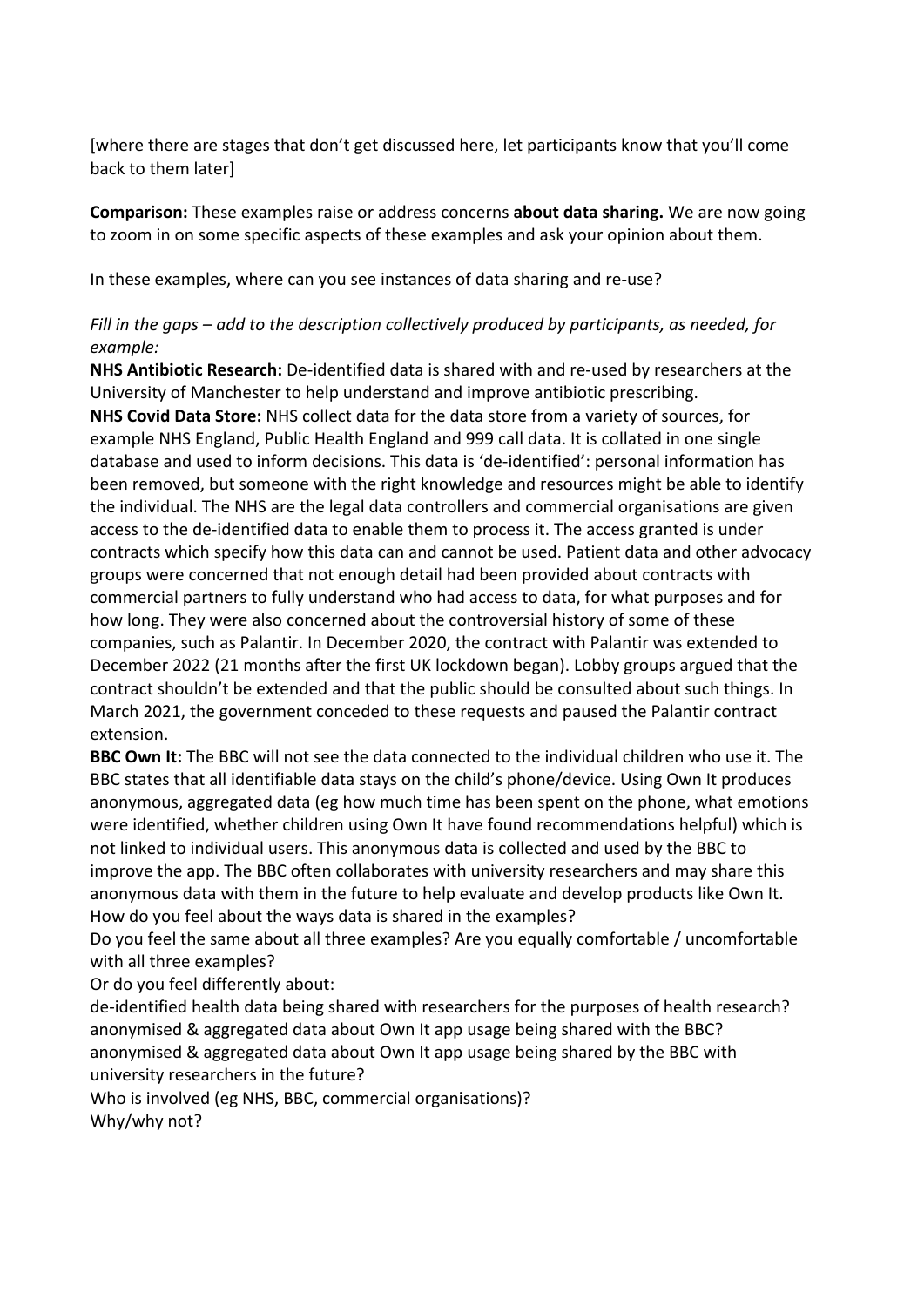[where there are stages that don't get discussed here, let participants know that you'll come back to them later]

**Comparison:** These examples raise or address concerns **about data sharing.** We are now going to zoom in on some specific aspects of these examples and ask your opinion about them.

In these examples, where can you see instances of data sharing and re-use?

*Fill in the gaps – add to the description collectively produced by participants, as needed, for example:*

**NHS Antibiotic Research:** De-identified data is shared with and re-used by researchers at the University of Manchester to help understand and improve antibiotic prescribing.

**NHS Covid Data Store:** NHS collect data for the data store from a variety of sources, for example NHS England, Public Health England and 999 call data. It is collated in one single database and used to inform decisions. This data is 'de-identified': personal information has been removed, but someone with the right knowledge and resources might be able to identify the individual. The NHS are the legal data controllers and commercial organisations are given access to the de-identified data to enable them to process it. The access granted is under contracts which specify how this data can and cannot be used. Patient data and other advocacy groups were concerned that not enough detail had been provided about contracts with commercial partners to fully understand who had access to data, for what purposes and for how long. They were also concerned about the controversial history of some of these companies, such as Palantir. In December 2020, the contract with Palantir was extended to December 2022 (21 months after the first UK lockdown began). Lobby groups argued that the contract shouldn't be extended and that the public should be consulted about such things. In March 2021, the government conceded to these requests and paused the Palantir contract extension.

**BBC Own It:** The BBC will not see the data connected to the individual children who use it. The BBC states that all identifiable data stays on the child's phone/device. Using Own It produces anonymous, aggregated data (eg how much time has been spent on the phone, what emotions were identified, whether children using Own It have found recommendations helpful) which is not linked to individual users. This anonymous data is collected and used by the BBC to improve the app. The BBC often collaborates with university researchers and may share this anonymous data with them in the future to help evaluate and develop products like Own It.

How do you feel about the ways data is shared in the examples?

Do you feel the same about all three examples? Are you equally comfortable / uncomfortable with all three examples?

Or do you feel differently about:

de-identified health data being shared with researchers for the purposes of health research?

anonymised & aggregated data about Own It app usage being shared with the BBC?

anonymised & aggregated data about Own It app usage being shared by the BBC with university researchers in the future?

Who is involved (eg NHS, BBC, commercial organisations)?

Why/why not?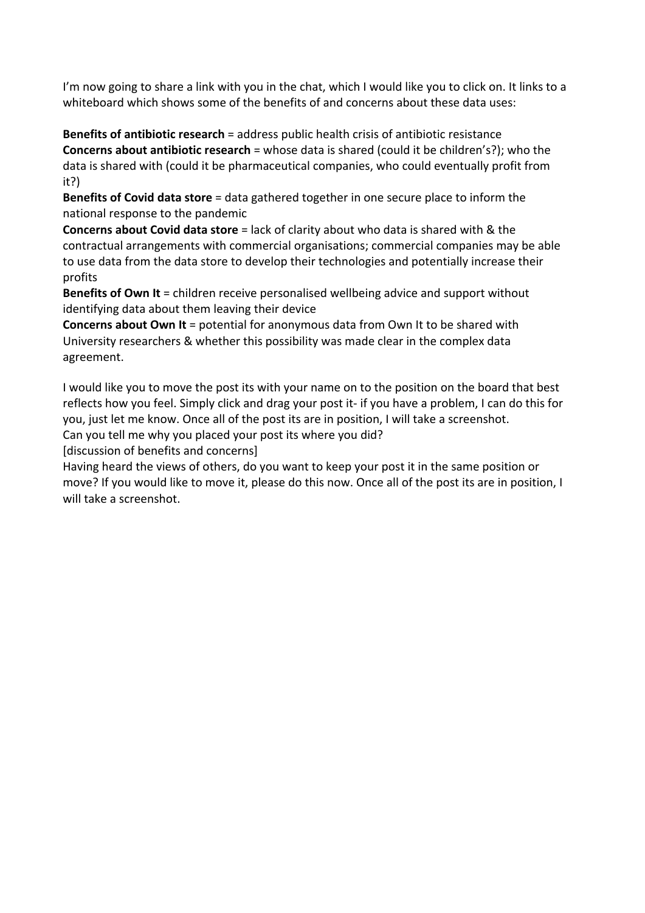I'm now going to share a link with you in the chat, which I would like you to click on. It links to a whiteboard which shows some of the benefits of and concerns about these data uses:

**Benefits of antibiotic research** = address public health crisis of antibiotic resistance
**Concerns about antibiotic research** = whose data is shared (could it be children's?); who the data is shared with (could it be pharmaceutical companies, who could eventually profit from it?)
**Benefits of Covid data store** = data gathered together in one secure place to inform the national response to the pandemic
**Concerns about Covid data store** = lack of clarity about who data is shared with & the contractual arrangements with commercial organisations; commercial companies may be able to use data from the data store to develop their technologies and potentially increase their profits
**Benefits of Own It** = children receive personalised wellbeing advice and support without identifying data about them leaving their device
**Concerns about Own It** = potential for anonymous data from Own It to be shared with University researchers & whether this possibility was made clear in the complex data agreement.

I would like you to move the post its with your name on to the position on the board that best reflects how you feel. Simply click and drag your post it- if you have a problem, I can do this for you, just let me know. Once all of the post its are in position, I will take a screenshot.
Can you tell me why you placed your post its where you did?
[discussion of benefits and concerns]
Having heard the views of others, do you want to keep your post it in the same position or move? If you would like to move it, please do this now. Once all of the post its are in position, I will take a screenshot.